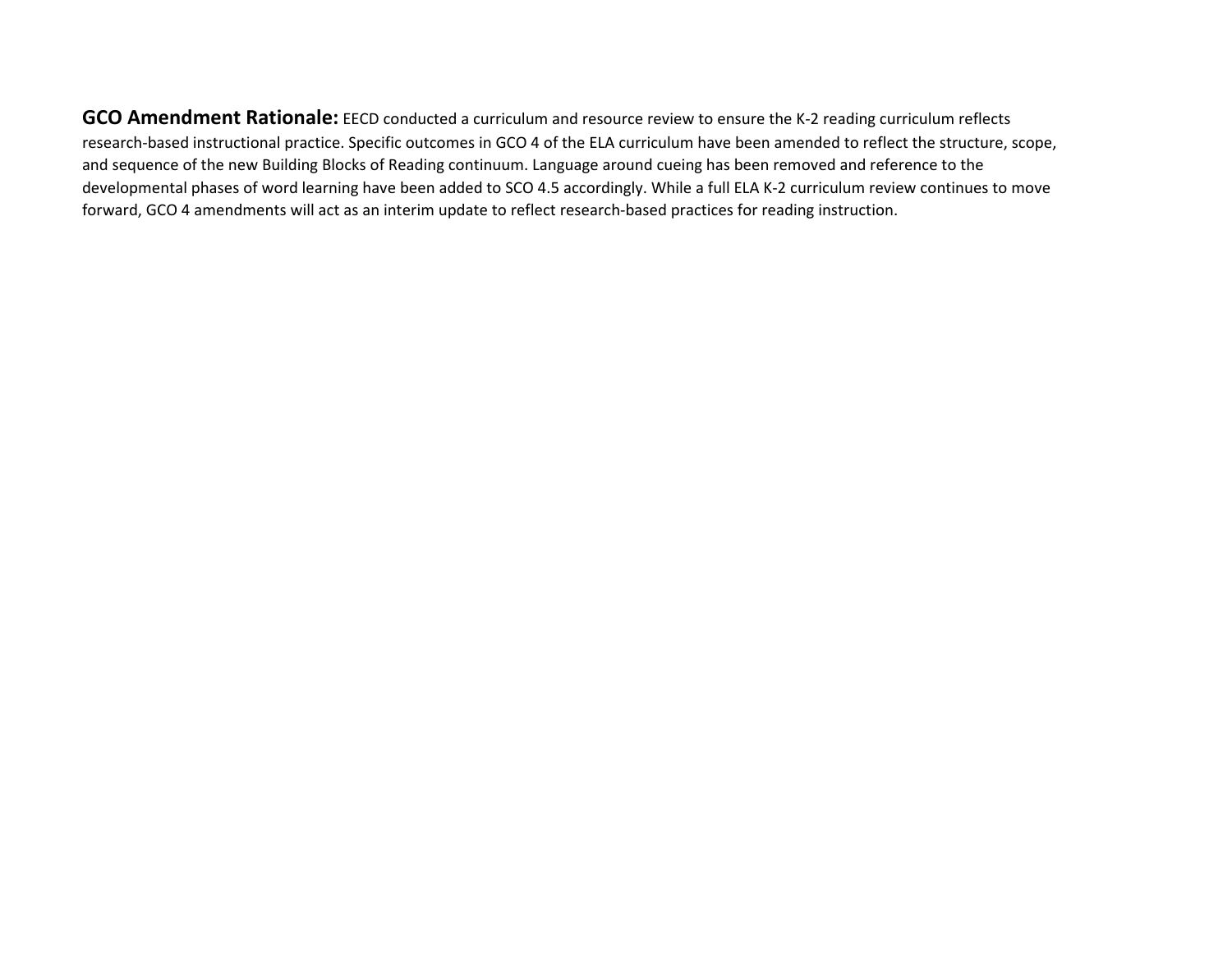**GCO Amendment Rationale:** EECD conducted a curriculum and resource review to ensure the K-2 reading curriculum reflects research-based instructional practice. Specific outcomes in GCO 4 of the ELA curriculum have been amended to reflect the structure, scope, and sequence of the new Building Blocks of Reading continuum. Language around cueing has been removed and reference to the developmental phases of word learning have been added to SCO 4.5 accordingly. While a full ELA K-2 curriculum review continues to move forward, GCO 4 amendments will act as an interim update to reflect research-based practices for reading instruction.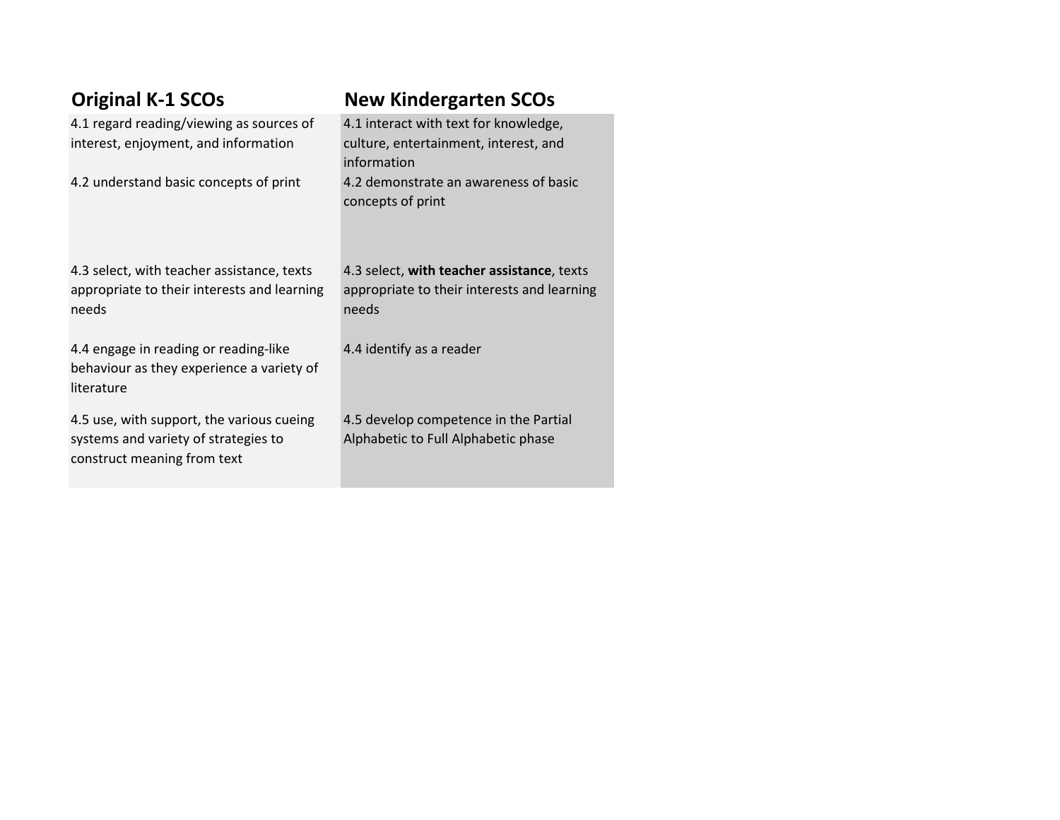| Original K-1 SCOs | New Kindergarten SCOs |
|---|---|
| 4.1 regard reading/viewing as sources of interest, enjoyment, and information | 4.1 interact with text for knowledge, culture, entertainment, interest, and information |
| 4.2 understand basic concepts of print | 4.2 demonstrate an awareness of basic concepts of print |
| 4.3 select, with teacher assistance, texts appropriate to their interests and learning needs | 4.3 select, **with teacher assistance**, texts appropriate to their interests and learning needs |
| 4.4 engage in reading or reading-like behaviour as they experience a variety of literature | 4.4 identify as a reader |
| 4.5 use, with support, the various cueing systems and variety of strategies to construct meaning from text | 4.5 develop competence in the Partial Alphabetic to Full Alphabetic phase |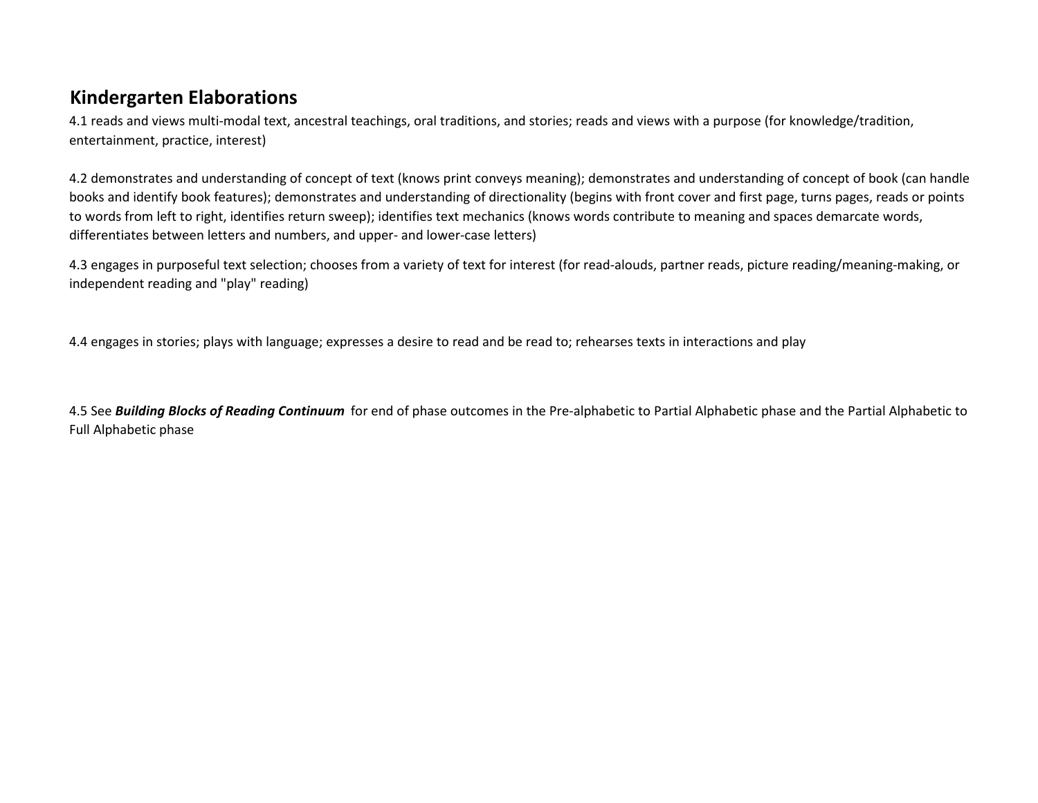## Kindergarten Elaborations

4.1 reads and views multi-modal text, ancestral teachings, oral traditions, and stories; reads and views with a purpose (for knowledge/tradition, entertainment, practice, interest)

4.2 demonstrates and understanding of concept of text (knows print conveys meaning); demonstrates and understanding of concept of book (can handle books and identify book features); demonstrates and understanding of directionality (begins with front cover and first page, turns pages, reads or points to words from left to right, identifies return sweep); identifies text mechanics (knows words contribute to meaning and spaces demarcate words, differentiates between letters and numbers, and upper- and lower-case letters)

4.3 engages in purposeful text selection; chooses from a variety of text for interest (for read-alouds, partner reads, picture reading/meaning-making, or independent reading and "play" reading)

4.4 engages in stories; plays with language; expresses a desire to read and be read to; rehearses texts in interactions and play

4.5 See ***Building Blocks of Reading Continuum*** for end of phase outcomes in the Pre-alphabetic to Partial Alphabetic phase and the Partial Alphabetic to Full Alphabetic phase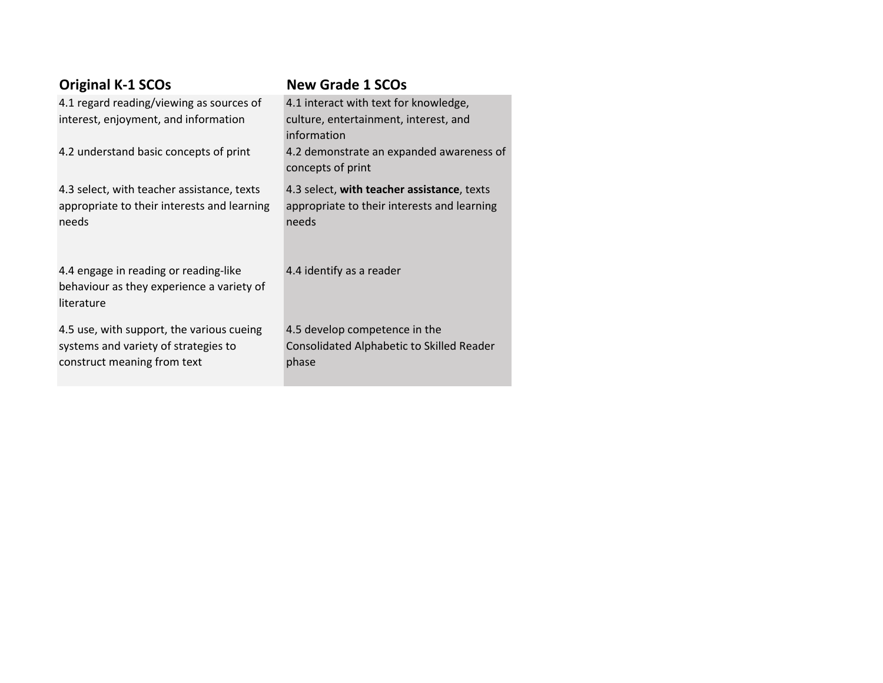| Original K-1 SCOs | New Grade 1 SCOs |
| --- | --- |
| 4.1 regard reading/viewing as sources of interest, enjoyment, and information | 4.1 interact with text for knowledge, culture, entertainment, interest, and information |
| 4.2 understand basic concepts of print | 4.2 demonstrate an expanded awareness of concepts of print |
| 4.3 select, with teacher assistance, texts appropriate to their interests and learning needs | 4.3 select, **with teacher assistance**, texts appropriate to their interests and learning needs |
| 4.4 engage in reading or reading-like behaviour as they experience a variety of literature | 4.4 identify as a reader |
| 4.5 use, with support, the various cueing systems and variety of strategies to construct meaning from text | 4.5 develop competence in the Consolidated Alphabetic to Skilled Reader phase |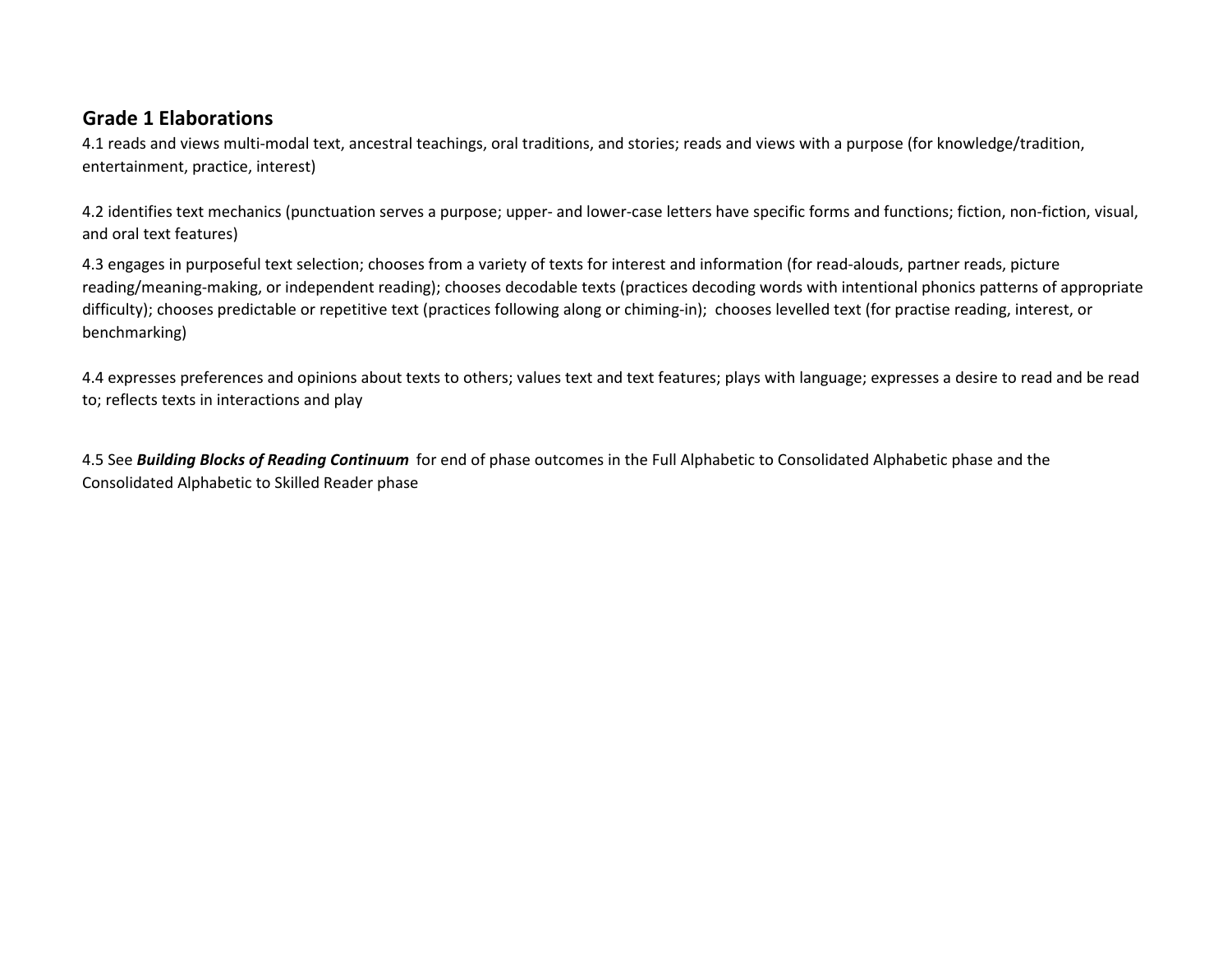## Grade 1 Elaborations

4.1 reads and views multi-modal text, ancestral teachings, oral traditions, and stories; reads and views with a purpose (for knowledge/tradition, entertainment, practice, interest)

4.2 identifies text mechanics (punctuation serves a purpose; upper- and lower-case letters have specific forms and functions; fiction, non-fiction, visual, and oral text features)

4.3 engages in purposeful text selection; chooses from a variety of texts for interest and information (for read-alouds, partner reads, picture reading/meaning-making, or independent reading); chooses decodable texts (practices decoding words with intentional phonics patterns of appropriate difficulty); chooses predictable or repetitive text (practices following along or chiming-in); chooses levelled text (for practise reading, interest, or benchmarking)

4.4 expresses preferences and opinions about texts to others; values text and text features; plays with language; expresses a desire to read and be read to; reflects texts in interactions and play

4.5 See ***Building Blocks of Reading Continuum*** for end of phase outcomes in the Full Alphabetic to Consolidated Alphabetic phase and the Consolidated Alphabetic to Skilled Reader phase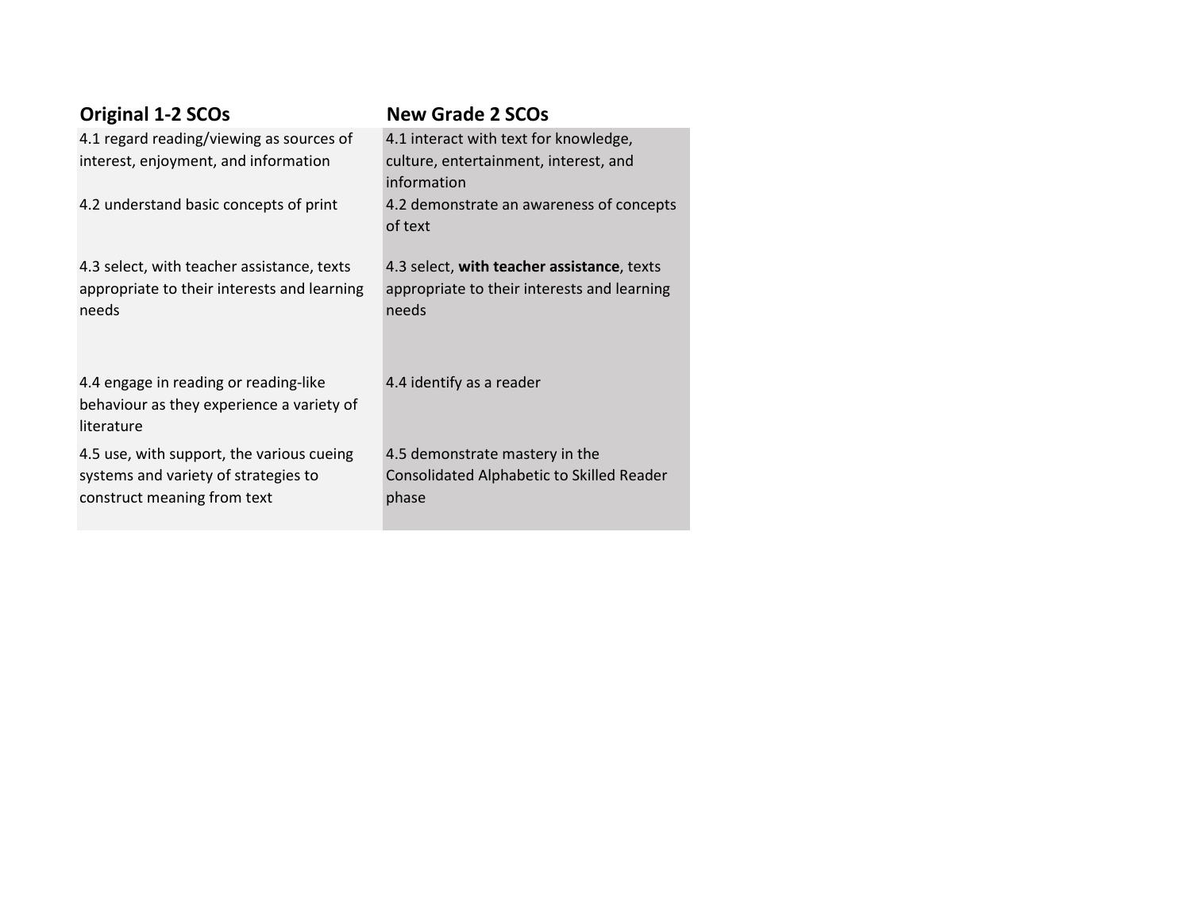| Original 1-2 SCOs | New Grade 2 SCOs |
| --- | --- |
| 4.1 regard reading/viewing as sources of interest, enjoyment, and information | 4.1 interact with text for knowledge, culture, entertainment, interest, and information |
| 4.2 understand basic concepts of print | 4.2 demonstrate an awareness of concepts of text |
| 4.3 select, with teacher assistance, texts appropriate to their interests and learning needs | 4.3 select, **with teacher assistance**, texts appropriate to their interests and learning needs |
| 4.4 engage in reading or reading-like behaviour as they experience a variety of literature | 4.4 identify as a reader |
| 4.5 use, with support, the various cueing systems and variety of strategies to construct meaning from text | 4.5 demonstrate mastery in the Consolidated Alphabetic to Skilled Reader phase |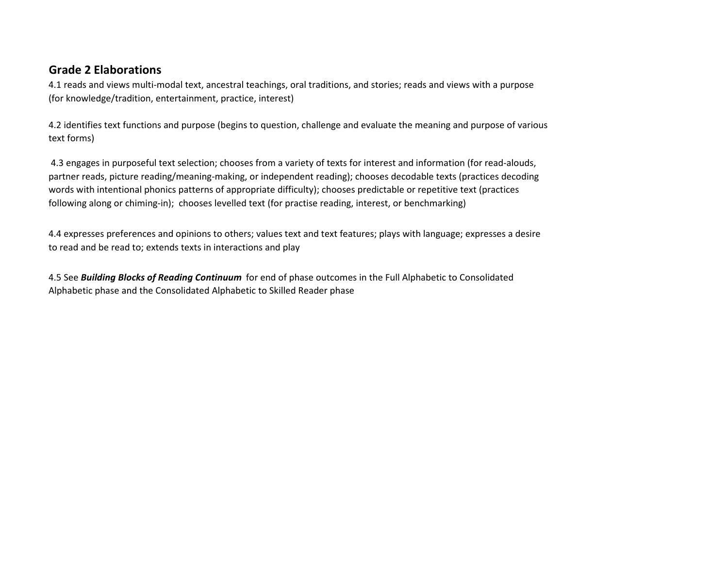## Grade 2 Elaborations

4.1 reads and views multi-modal text, ancestral teachings, oral traditions, and stories; reads and views with a purpose (for knowledge/tradition, entertainment, practice, interest)

4.2 identifies text functions and purpose (begins to question, challenge and evaluate the meaning and purpose of various text forms)

4.3 engages in purposeful text selection; chooses from a variety of texts for interest and information (for read-alouds, partner reads, picture reading/meaning-making, or independent reading); chooses decodable texts (practices decoding words with intentional phonics patterns of appropriate difficulty); chooses predictable or repetitive text (practices following along or chiming-in); chooses levelled text (for practise reading, interest, or benchmarking)

4.4 expresses preferences and opinions to others; values text and text features; plays with language; expresses a desire to read and be read to; extends texts in interactions and play

4.5 See ***Building Blocks of Reading Continuum*** for end of phase outcomes in the Full Alphabetic to Consolidated Alphabetic phase and the Consolidated Alphabetic to Skilled Reader phase